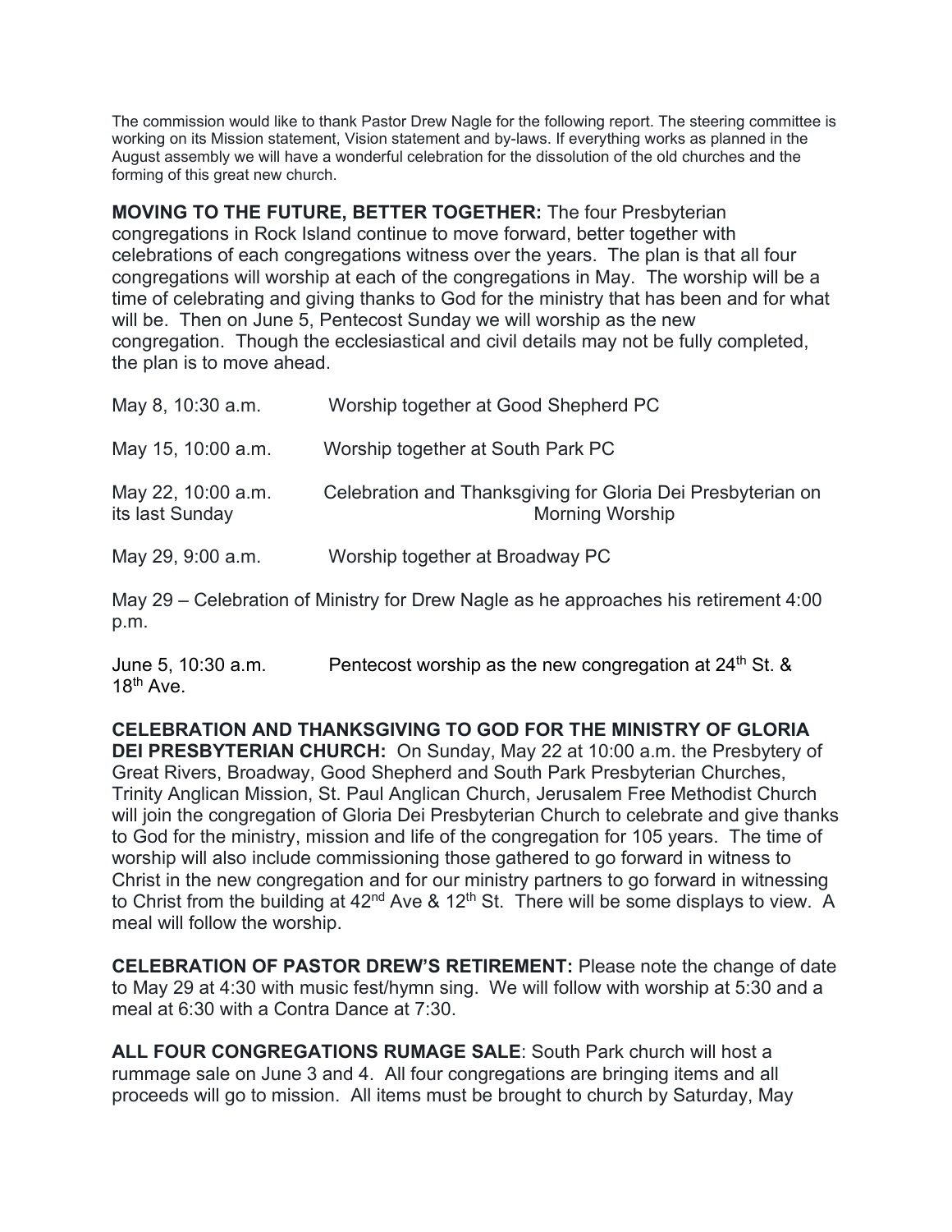The commission would like to thank Pastor Drew Nagle for the following report. The steering committee is working on its Mission statement, Vision statement and by-laws. If everything works as planned in the August assembly we will have a wonderful celebration for the dissolution of the old churches and the forming of this great new church.

**MOVING TO THE FUTURE, BETTER TOGETHER:** The four Presbyterian congregations in Rock Island continue to move forward, better together with celebrations of each congregations witness over the years. The plan is that all four congregations will worship at each of the congregations in May. The worship will be a time of celebrating and giving thanks to God for the ministry that has been and for what will be. Then on June 5, Pentecost Sunday we will worship as the new congregation. Though the ecclesiastical and civil details may not be fully completed, the plan is to move ahead.

May 8, 10:30 a.m. Worship together at Good Shepherd PC

May 15, 10:00 a.m. Worship together at South Park PC

May 22, 10:00 a.m. Celebration and Thanksgiving for Gloria Dei Presbyterian on its last Sunday Morning Worship

May 29, 9:00 a.m. Worship together at Broadway PC

May 29 – Celebration of Ministry for Drew Nagle as he approaches his retirement 4:00 p.m.

June 5, 10:30 a.m. Pentecost worship as the new congregation at 24th St. & 18th Ave.

**CELEBRATION AND THANKSGIVING TO GOD FOR THE MINISTRY OF GLORIA DEI PRESBYTERIAN CHURCH:** On Sunday, May 22 at 10:00 a.m. the Presbytery of Great Rivers, Broadway, Good Shepherd and South Park Presbyterian Churches, Trinity Anglican Mission, St. Paul Anglican Church, Jerusalem Free Methodist Church will join the congregation of Gloria Dei Presbyterian Church to celebrate and give thanks to God for the ministry, mission and life of the congregation for 105 years. The time of worship will also include commissioning those gathered to go forward in witness to Christ in the new congregation and for our ministry partners to go forward in witnessing to Christ from the building at 42nd Ave & 12th St. There will be some displays to view. A meal will follow the worship.

**CELEBRATION OF PASTOR DREW'S RETIREMENT:** Please note the change of date to May 29 at 4:30 with music fest/hymn sing. We will follow with worship at 5:30 and a meal at 6:30 with a Contra Dance at 7:30.

**ALL FOUR CONGREGATIONS RUMAGE SALE**: South Park church will host a rummage sale on June 3 and 4. All four congregations are bringing items and all proceeds will go to mission. All items must be brought to church by Saturday, May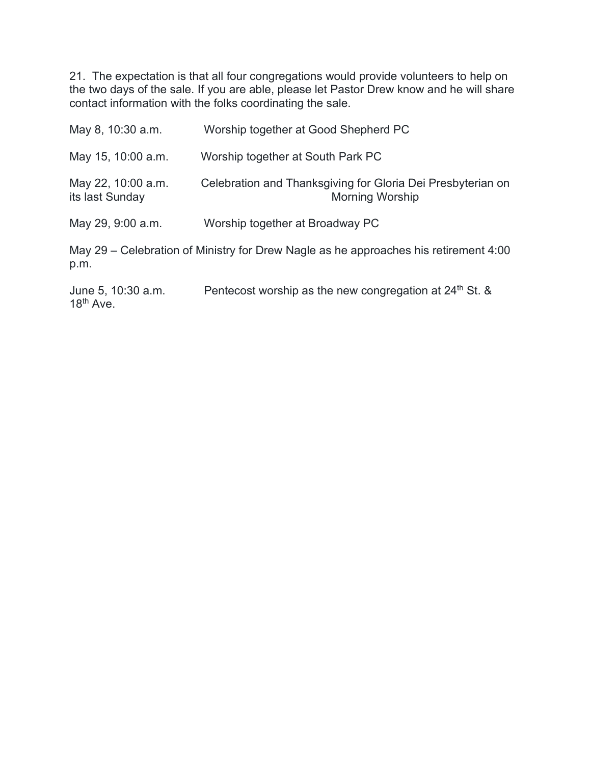21. The expectation is that all four congregations would provide volunteers to help on the two days of the sale. If you are able, please let Pastor Drew know and he will share contact information with the folks coordinating the sale.

May 8, 10:30 a.m. Worship together at Good Shepherd PC

May 15, 10:00 a.m. Worship together at South Park PC

May 22, 10:00 a.m. Celebration and Thanksgiving for Gloria Dei Presbyterian on its last Sunday Morning Worship

May 29, 9:00 a.m. Worship together at Broadway PC

May 29 – Celebration of Ministry for Drew Nagle as he approaches his retirement 4:00 p.m.

June 5, 10:30 a.m. Pentecost worship as the new congregation at 24th St. & 18th Ave.